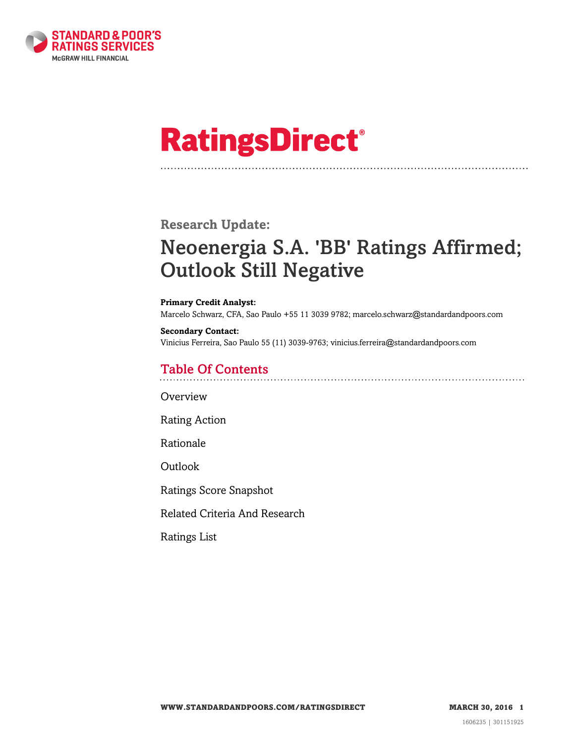# RatingsDirect®

**Research Update:**

# Neoenergia S.A. 'BB' Ratings Affirmed; Outlook Still Negative

**Primary Credit Analyst:**
Marcelo Schwarz, CFA, Sao Paulo +55 11 3039 9782; marcelo.schwarz@standardandpoors.com

**Secondary Contact:**
Vinicius Ferreira, Sao Paulo 55 (11) 3039-9763; vinicius.ferreira@standardandpoors.com

## Table Of Contents

Overview

Rating Action

Rationale

Outlook

Ratings Score Snapshot

Related Criteria And Research

Ratings List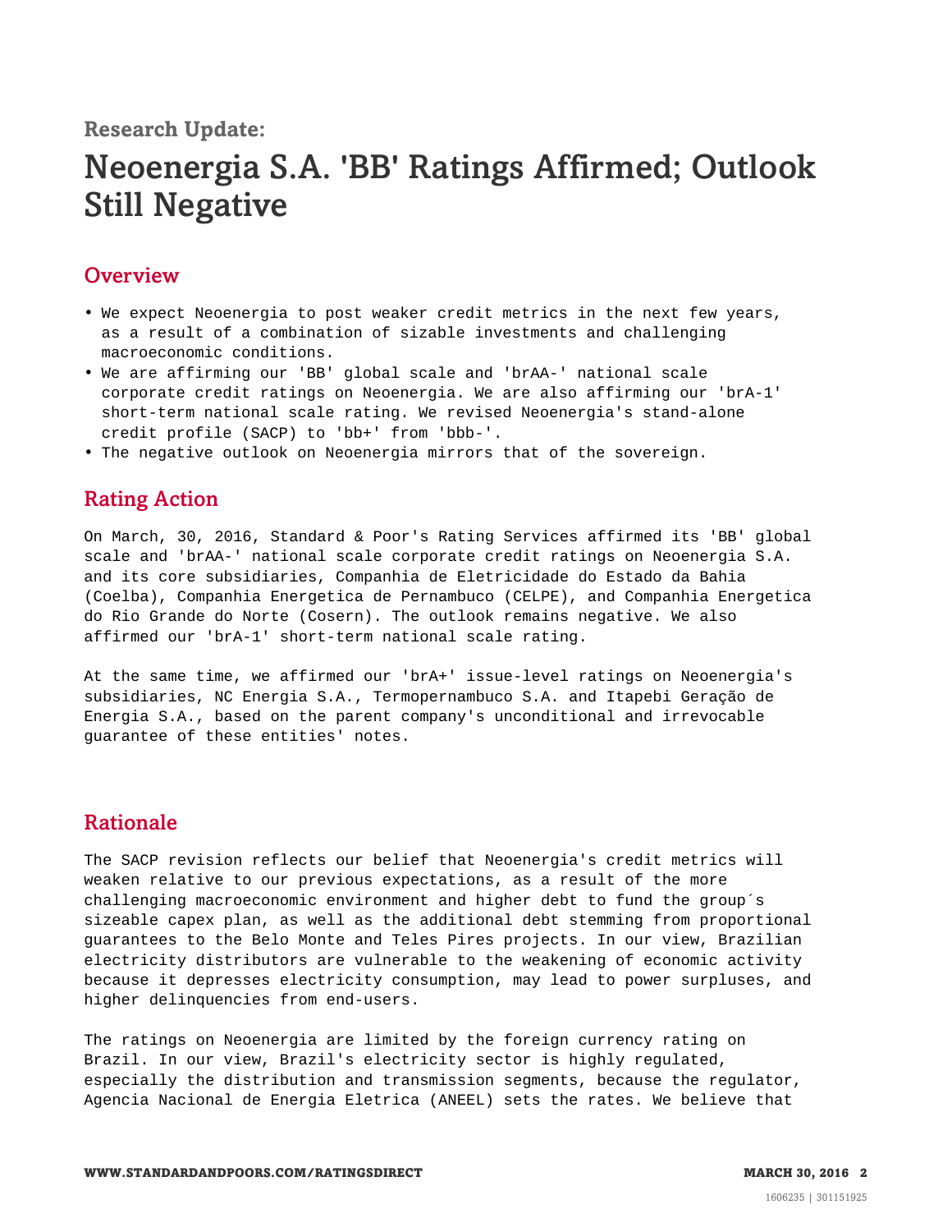Research Update:

# Neoenergia S.A. 'BB' Ratings Affirmed; Outlook Still Negative

## Overview

- We expect Neoenergia to post weaker credit metrics in the next few years, as a result of a combination of sizable investments and challenging macroeconomic conditions.
- We are affirming our 'BB' global scale and 'brAA-' national scale corporate credit ratings on Neoenergia. We are also affirming our 'brA-1' short-term national scale rating. We revised Neoenergia's stand-alone credit profile (SACP) to 'bb+' from 'bbb-'.
- The negative outlook on Neoenergia mirrors that of the sovereign.

## Rating Action

On March, 30, 2016, Standard & Poor's Rating Services affirmed its 'BB' global scale and 'brAA-' national scale corporate credit ratings on Neoenergia S.A. and its core subsidiaries, Companhia de Eletricidade do Estado da Bahia (Coelba), Companhia Energetica de Pernambuco (CELPE), and Companhia Energetica do Rio Grande do Norte (Cosern). The outlook remains negative. We also affirmed our 'brA-1' short-term national scale rating.

At the same time, we affirmed our 'brA+' issue-level ratings on Neoenergia's subsidiaries, NC Energia S.A., Termopernambuco S.A. and Itapebi Geração de Energia S.A., based on the parent company's unconditional and irrevocable guarantee of these entities' notes.

## Rationale

The SACP revision reflects our belief that Neoenergia's credit metrics will weaken relative to our previous expectations, as a result of the more challenging macroeconomic environment and higher debt to fund the group´s sizeable capex plan, as well as the additional debt stemming from proportional guarantees to the Belo Monte and Teles Pires projects. In our view, Brazilian electricity distributors are vulnerable to the weakening of economic activity because it depresses electricity consumption, may lead to power surpluses, and higher delinquencies from end-users.

The ratings on Neoenergia are limited by the foreign currency rating on Brazil. In our view, Brazil's electricity sector is highly regulated, especially the distribution and transmission segments, because the regulator, Agencia Nacional de Energia Eletrica (ANEEL) sets the rates. We believe that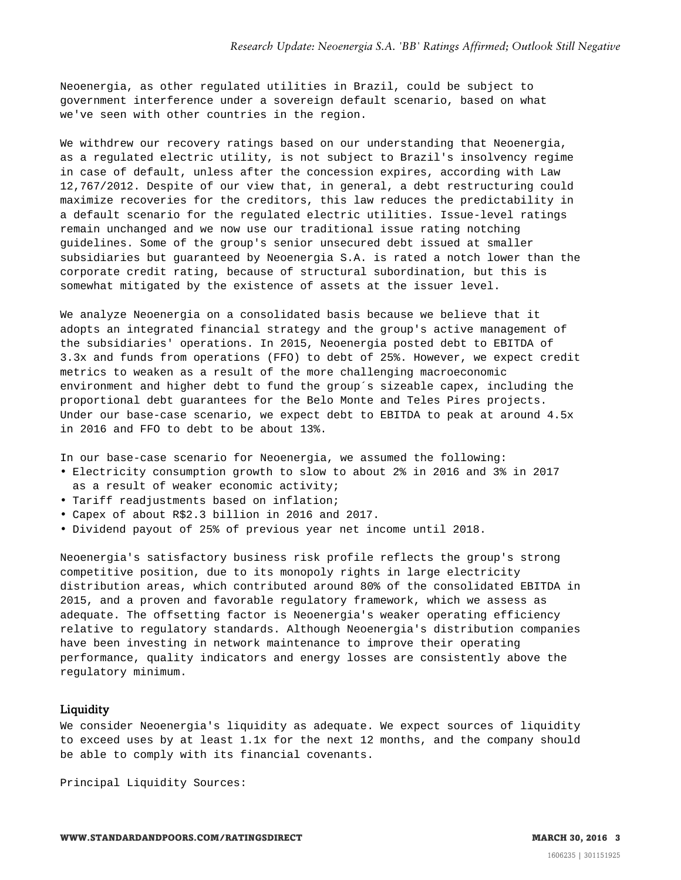Neoenergia, as other regulated utilities in Brazil, could be subject to government interference under a sovereign default scenario, based on what we've seen with other countries in the region.

We withdrew our recovery ratings based on our understanding that Neoenergia, as a regulated electric utility, is not subject to Brazil's insolvency regime in case of default, unless after the concession expires, according with Law 12,767/2012. Despite of our view that, in general, a debt restructuring could maximize recoveries for the creditors, this law reduces the predictability in a default scenario for the regulated electric utilities. Issue-level ratings remain unchanged and we now use our traditional issue rating notching guidelines. Some of the group's senior unsecured debt issued at smaller subsidiaries but guaranteed by Neoenergia S.A. is rated a notch lower than the corporate credit rating, because of structural subordination, but this is somewhat mitigated by the existence of assets at the issuer level.

We analyze Neoenergia on a consolidated basis because we believe that it adopts an integrated financial strategy and the group's active management of the subsidiaries' operations. In 2015, Neoenergia posted debt to EBITDA of 3.3x and funds from operations (FFO) to debt of 25%. However, we expect credit metrics to weaken as a result of the more challenging macroeconomic environment and higher debt to fund the group´s sizeable capex, including the proportional debt guarantees for the Belo Monte and Teles Pires projects. Under our base-case scenario, we expect debt to EBITDA to peak at around 4.5x in 2016 and FFO to debt to be about 13%.

In our base-case scenario for Neoenergia, we assumed the following:

- Electricity consumption growth to slow to about 2% in 2016 and 3% in 2017 as a result of weaker economic activity;
- Tariff readjustments based on inflation;
- Capex of about R$2.3 billion in 2016 and 2017.
- Dividend payout of 25% of previous year net income until 2018.

Neoenergia's satisfactory business risk profile reflects the group's strong competitive position, due to its monopoly rights in large electricity distribution areas, which contributed around 80% of the consolidated EBITDA in 2015, and a proven and favorable regulatory framework, which we assess as adequate. The offsetting factor is Neoenergia's weaker operating efficiency relative to regulatory standards. Although Neoenergia's distribution companies have been investing in network maintenance to improve their operating performance, quality indicators and energy losses are consistently above the regulatory minimum.

## Liquidity

We consider Neoenergia's liquidity as adequate. We expect sources of liquidity to exceed uses by at least 1.1x for the next 12 months, and the company should be able to comply with its financial covenants.

Principal Liquidity Sources: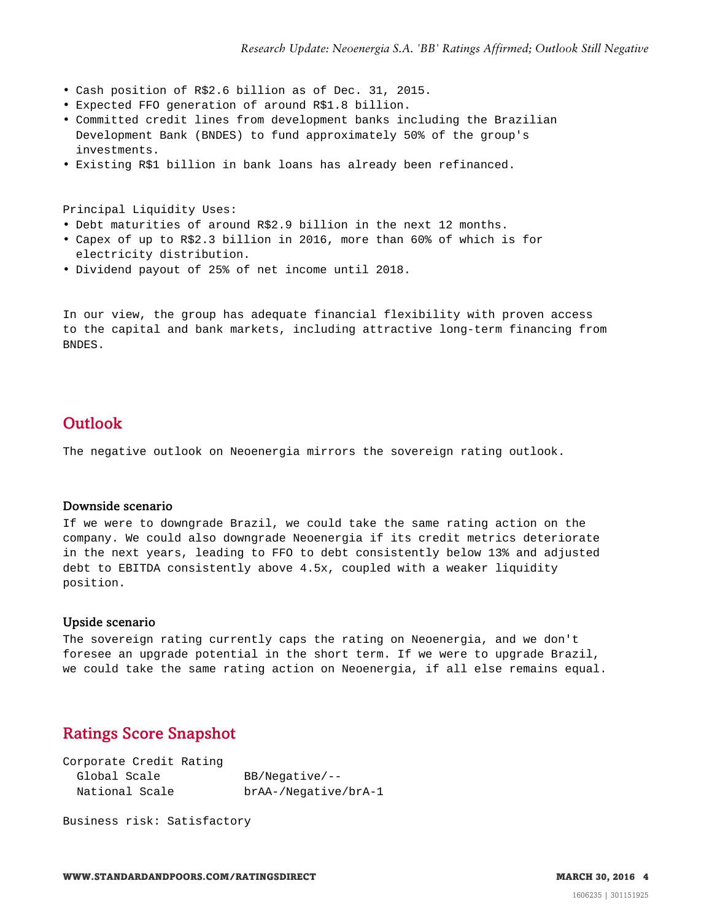- Cash position of R$2.6 billion as of Dec. 31, 2015.
- Expected FFO generation of around R$1.8 billion.
- Committed credit lines from development banks including the Brazilian Development Bank (BNDES) to fund approximately 50% of the group's investments.
- Existing R$1 billion in bank loans has already been refinanced.

Principal Liquidity Uses:

- Debt maturities of around R$2.9 billion in the next 12 months.
- Capex of up to R$2.3 billion in 2016, more than 60% of which is for electricity distribution.
- Dividend payout of 25% of net income until 2018.

In our view, the group has adequate financial flexibility with proven access to the capital and bank markets, including attractive long-term financing from BNDES.

## Outlook

The negative outlook on Neoenergia mirrors the sovereign rating outlook.

### Downside scenario

If we were to downgrade Brazil, we could take the same rating action on the company. We could also downgrade Neoenergia if its credit metrics deteriorate in the next years, leading to FFO to debt consistently below 13% and adjusted debt to EBITDA consistently above 4.5x, coupled with a weaker liquidity position.

### Upside scenario

The sovereign rating currently caps the rating on Neoenergia, and we don't foresee an upgrade potential in the short term. If we were to upgrade Brazil, we could take the same rating action on Neoenergia, if all else remains equal.

## Ratings Score Snapshot

Corporate Credit Rating

| | |
|---|---|
| Global Scale | BB/Negative/-- |
| National Scale | brAA-/Negative/brA-1 |

Business risk: Satisfactory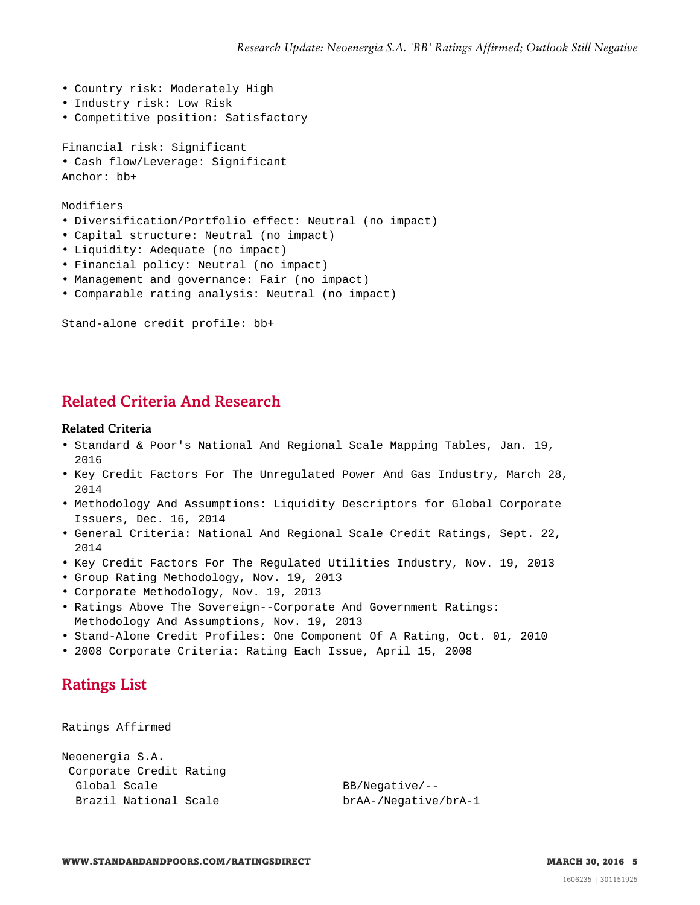- Country risk: Moderately High
- Industry risk: Low Risk
- Competitive position: Satisfactory

Financial risk: Significant

- Cash flow/Leverage: Significant

Anchor: bb+

Modifiers

- Diversification/Portfolio effect: Neutral (no impact)
- Capital structure: Neutral (no impact)
- Liquidity: Adequate (no impact)
- Financial policy: Neutral (no impact)
- Management and governance: Fair (no impact)
- Comparable rating analysis: Neutral (no impact)

Stand-alone credit profile: bb+

## Related Criteria And Research

### Related Criteria

- Standard & Poor's National And Regional Scale Mapping Tables, Jan. 19, 2016
- Key Credit Factors For The Unregulated Power And Gas Industry, March 28, 2014
- Methodology And Assumptions: Liquidity Descriptors for Global Corporate Issuers, Dec. 16, 2014
- General Criteria: National And Regional Scale Credit Ratings, Sept. 22, 2014
- Key Credit Factors For The Regulated Utilities Industry, Nov. 19, 2013
- Group Rating Methodology, Nov. 19, 2013
- Corporate Methodology, Nov. 19, 2013
- Ratings Above The Sovereign--Corporate And Government Ratings: Methodology And Assumptions, Nov. 19, 2013
- Stand-Alone Credit Profiles: One Component Of A Rating, Oct. 01, 2010
- 2008 Corporate Criteria: Rating Each Issue, April 15, 2008

## Ratings List

Ratings Affirmed

| | |
|---|---|
| Neoenergia S.A. | |
| Corporate Credit Rating | |
| Global Scale | BB/Negative/-- |
| Brazil National Scale | brAA-/Negative/brA-1 |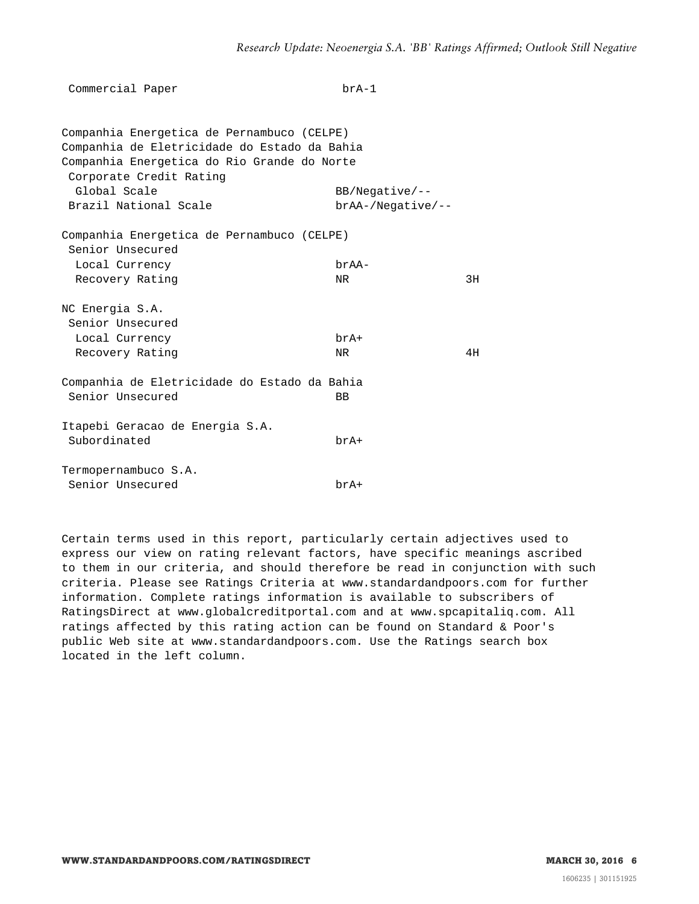| | | |
|---|---|---|
| Commercial Paper | brA-1 | |
| | | |
| Companhia Energetica de Pernambuco (CELPE) | | |
| Companhia de Eletricidade do Estado da Bahia | | |
| Companhia Energetica do Rio Grande do Norte | | |
| Corporate Credit Rating | | |
| Global Scale | BB/Negative/-- | |
| Brazil National Scale | brAA-/Negative/-- | |
| | | |
| Companhia Energetica de Pernambuco (CELPE) | | |
| Senior Unsecured | | |
| Local Currency | brAA- | |
| Recovery Rating | NR | 3H |
| | | |
| NC Energia S.A. | | |
| Senior Unsecured | | |
| Local Currency | brA+ | |
| Recovery Rating | NR | 4H |
| | | |
| Companhia de Eletricidade do Estado da Bahia | | |
| Senior Unsecured | BB | |
| | | |
| Itapebi Geracao de Energia S.A. | | |
| Subordinated | brA+ | |
| | | |
| Termopernambuco S.A. | | |
| Senior Unsecured | brA+ | |

Certain terms used in this report, particularly certain adjectives used to express our view on rating relevant factors, have specific meanings ascribed to them in our criteria, and should therefore be read in conjunction with such criteria. Please see Ratings Criteria at www.standardandpoors.com for further information. Complete ratings information is available to subscribers of RatingsDirect at www.globalcreditportal.com and at www.spcapitaliq.com. All ratings affected by this rating action can be found on Standard & Poor's public Web site at www.standardandpoors.com. Use the Ratings search box located in the left column.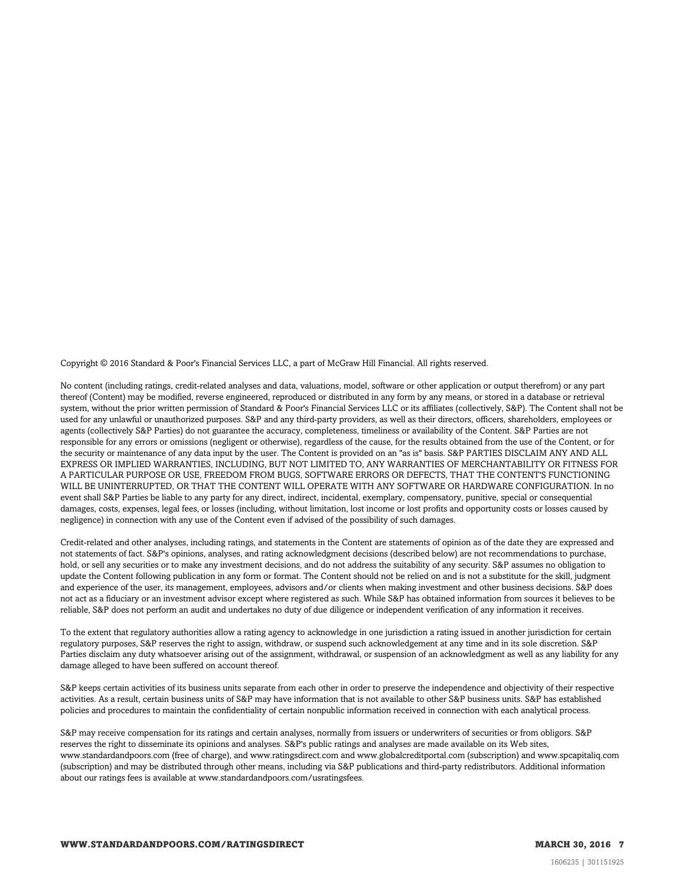Copyright © 2016 Standard & Poor's Financial Services LLC, a part of McGraw Hill Financial. All rights reserved.

No content (including ratings, credit-related analyses and data, valuations, model, software or other application or output therefrom) or any part thereof (Content) may be modified, reverse engineered, reproduced or distributed in any form by any means, or stored in a database or retrieval system, without the prior written permission of Standard & Poor's Financial Services LLC or its affiliates (collectively, S&P). The Content shall not be used for any unlawful or unauthorized purposes. S&P and any third-party providers, as well as their directors, officers, shareholders, employees or agents (collectively S&P Parties) do not guarantee the accuracy, completeness, timeliness or availability of the Content. S&P Parties are not responsible for any errors or omissions (negligent or otherwise), regardless of the cause, for the results obtained from the use of the Content, or for the security or maintenance of any data input by the user. The Content is provided on an "as is" basis. S&P PARTIES DISCLAIM ANY AND ALL EXPRESS OR IMPLIED WARRANTIES, INCLUDING, BUT NOT LIMITED TO, ANY WARRANTIES OF MERCHANTABILITY OR FITNESS FOR A PARTICULAR PURPOSE OR USE, FREEDOM FROM BUGS, SOFTWARE ERRORS OR DEFECTS, THAT THE CONTENT'S FUNCTIONING WILL BE UNINTERRUPTED, OR THAT THE CONTENT WILL OPERATE WITH ANY SOFTWARE OR HARDWARE CONFIGURATION. In no event shall S&P Parties be liable to any party for any direct, indirect, incidental, exemplary, compensatory, punitive, special or consequential damages, costs, expenses, legal fees, or losses (including, without limitation, lost income or lost profits and opportunity costs or losses caused by negligence) in connection with any use of the Content even if advised of the possibility of such damages.

Credit-related and other analyses, including ratings, and statements in the Content are statements of opinion as of the date they are expressed and not statements of fact. S&P's opinions, analyses, and rating acknowledgment decisions (described below) are not recommendations to purchase, hold, or sell any securities or to make any investment decisions, and do not address the suitability of any security. S&P assumes no obligation to update the Content following publication in any form or format. The Content should not be relied on and is not a substitute for the skill, judgment and experience of the user, its management, employees, advisors and/or clients when making investment and other business decisions. S&P does not act as a fiduciary or an investment advisor except where registered as such. While S&P has obtained information from sources it believes to be reliable, S&P does not perform an audit and undertakes no duty of due diligence or independent verification of any information it receives.

To the extent that regulatory authorities allow a rating agency to acknowledge in one jurisdiction a rating issued in another jurisdiction for certain regulatory purposes, S&P reserves the right to assign, withdraw, or suspend such acknowledgement at any time and in its sole discretion. S&P Parties disclaim any duty whatsoever arising out of the assignment, withdrawal, or suspension of an acknowledgment as well as any liability for any damage alleged to have been suffered on account thereof.

S&P keeps certain activities of its business units separate from each other in order to preserve the independence and objectivity of their respective activities. As a result, certain business units of S&P may have information that is not available to other S&P business units. S&P has established policies and procedures to maintain the confidentiality of certain nonpublic information received in connection with each analytical process.

S&P may receive compensation for its ratings and certain analyses, normally from issuers or underwriters of securities or from obligors. S&P reserves the right to disseminate its opinions and analyses. S&P's public ratings and analyses are made available on its Web sites, www.standardandpoors.com (free of charge), and www.ratingsdirect.com and www.globalcreditportal.com (subscription) and www.spcapitaliq.com (subscription) and may be distributed through other means, including via S&P publications and third-party redistributors. Additional information about our ratings fees is available at www.standardandpoors.com/usratingsfees.